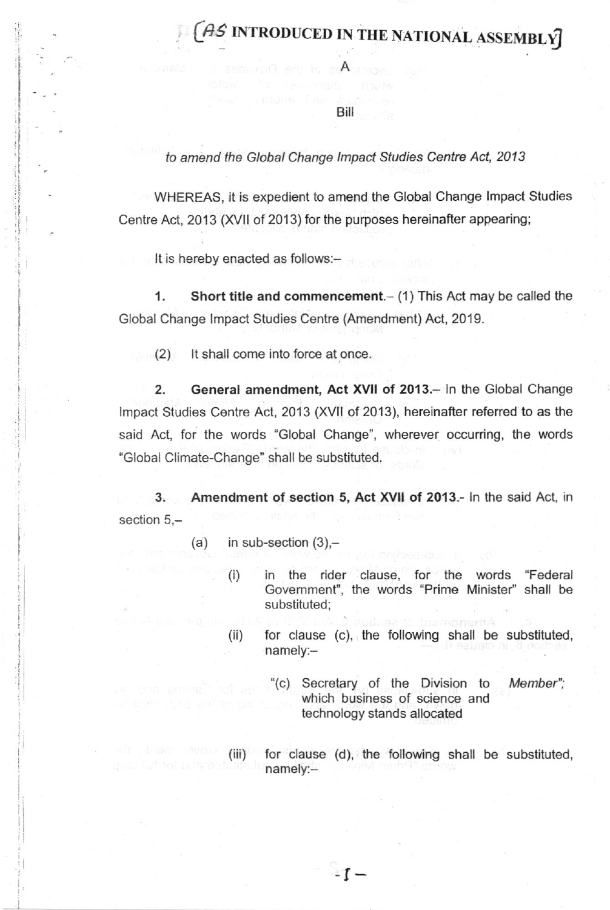# [AS INTRODUCED IN THE NATIONAL ASSEMBLY]

A

Bill

*to amend the Global Change Impact Studies Centre Act, 2013*

WHEREAS, it is expedient to amend the Global Change Impact Studies Centre Act, 2013 (XVII of 2013) for the purposes hereinafter appearing;

It is hereby enacted as follows:–

1. **Short title and commencement**.– (1) This Act may be called the Global Change Impact Studies Centre (Amendment) Act, 2019.

(2) It shall come into force at once.

2. **General amendment, Act XVII of 2013**.– In the Global Change Impact Studies Centre Act, 2013 (XVII of 2013), hereinafter referred to as the said Act, for the words "Global Change", wherever occurring, the words "Global Climate-Change" shall be substituted.

3. **Amendment of section 5, Act XVII of 2013**.- In the said Act, in section 5,–

(a) in sub-section (3),–

(i) in the rider clause, for the words "Federal Government", the words "Prime Minister" shall be substituted;

(ii) for clause (c), the following shall be substituted, namely:–

"(c) Secretary of the Division to which business of science and technology stands allocated *Member";*

(iii) for clause (d), the following shall be substituted, namely:–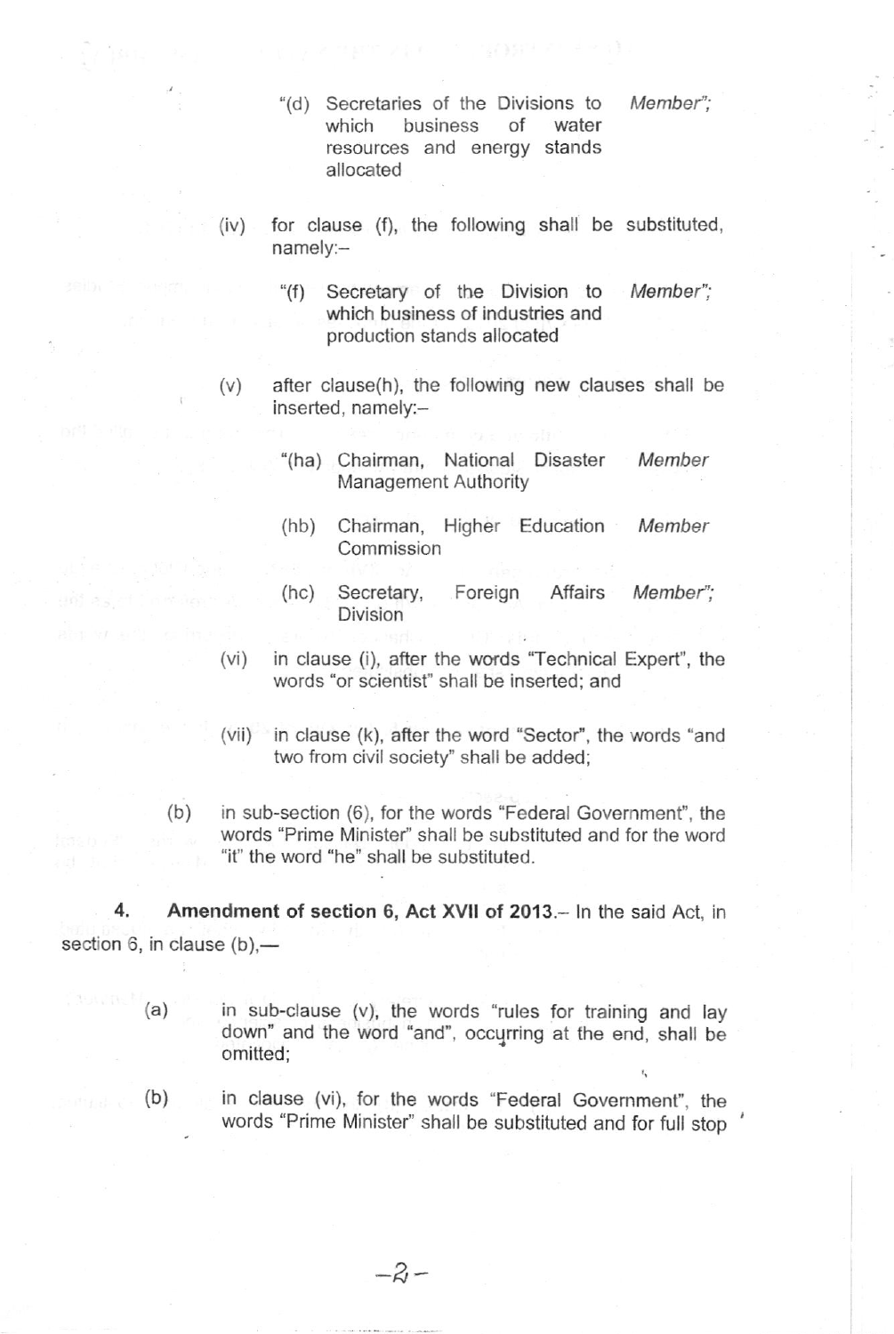"(d) Secretaries of the Divisions to which business of water resources and energy stands allocated — *Member";*

(iv) for clause (f), the following shall be substituted, namely:–

"(f) Secretary of the Division to which business of industries and production stands allocated — *Member";*

(v) after clause(h), the following new clauses shall be inserted, namely:–

"(ha) Chairman, National Disaster Management Authority — *Member*

(hb) Chairman, Higher Education Commission — *Member*

(hc) Secretary, Foreign Affairs Division — *Member";*

(vi) in clause (i), after the words "Technical Expert", the words "or scientist" shall be inserted; and

(vii) in clause (k), after the word "Sector", the words "and two from civil society" shall be added;

(b) in sub-section (6), for the words "Federal Government", the words "Prime Minister" shall be substituted and for the word "it" the word "he" shall be substituted.

**4. Amendment of section 6, Act XVII of 2013.**– In the said Act, in section 6, in clause (b),—

(a) in sub-clause (v), the words "rules for training and lay down" and the word "and", occurring at the end, shall be omitted;

(b) in clause (vi), for the words "Federal Government", the words "Prime Minister" shall be substituted and for full stop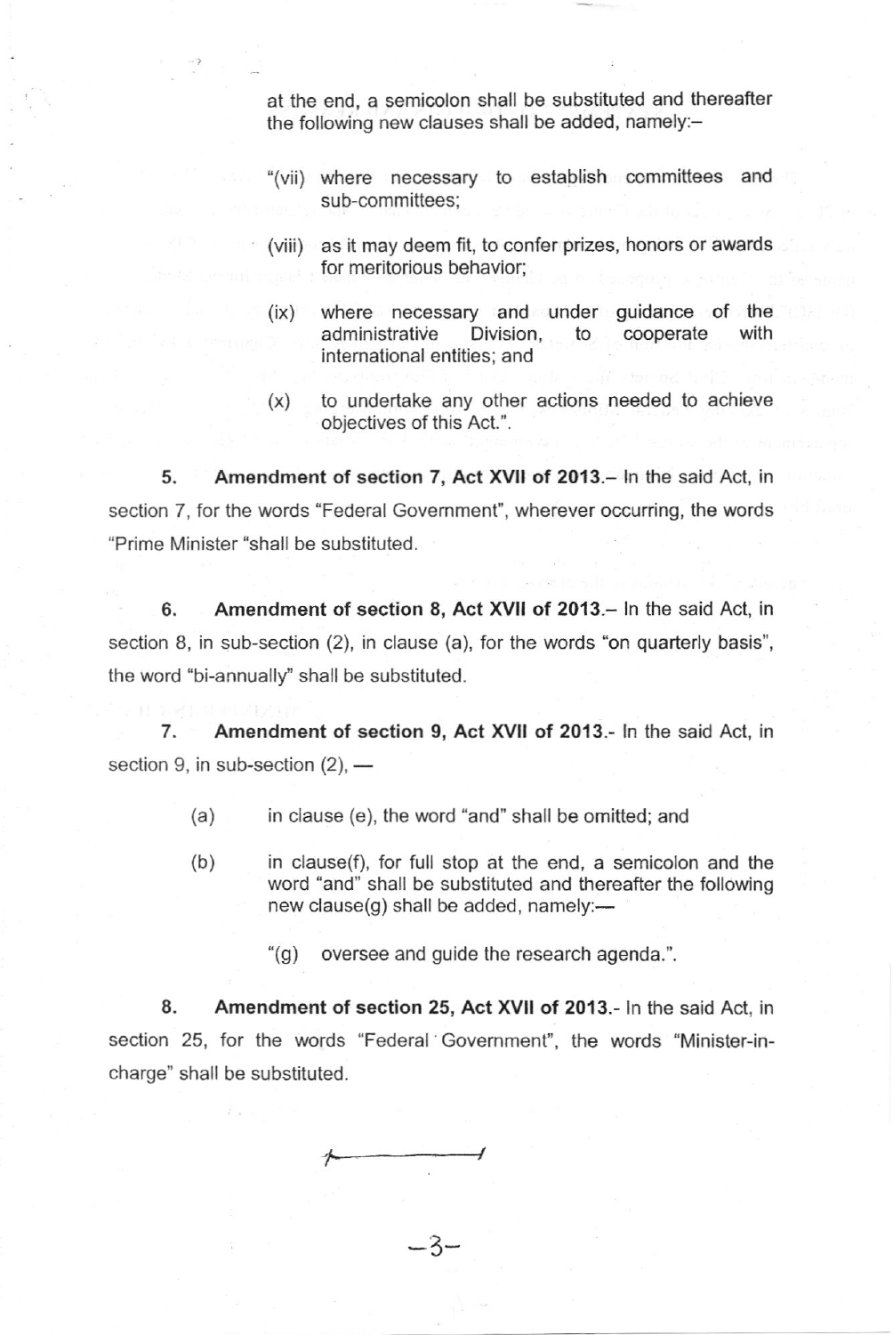at the end, a semicolon shall be substituted and thereafter the following new clauses shall be added, namely:–

"(vii) where necessary to establish committees and sub-committees;

(viii) as it may deem fit, to confer prizes, honors or awards for meritorious behavior;

(ix) where necessary and under guidance of the administrative Division, to cooperate with international entities; and

(x) to undertake any other actions needed to achieve objectives of this Act.".

5. **Amendment of section 7, Act XVII of 2013.**– In the said Act, in section 7, for the words "Federal Government", wherever occurring, the words "Prime Minister "shall be substituted.

6. **Amendment of section 8, Act XVII of 2013.**– In the said Act, in section 8, in sub-section (2), in clause (a), for the words "on quarterly basis", the word "bi-annually" shall be substituted.

7. **Amendment of section 9, Act XVII of 2013.**- In the said Act, in section 9, in sub-section (2), —

(a) in clause (e), the word "and" shall be omitted; and

(b) in clause(f), for full stop at the end, a semicolon and the word "and" shall be substituted and thereafter the following new clause(g) shall be added, namely:—

"(g) oversee and guide the research agenda.".

8. **Amendment of section 25, Act XVII of 2013.**- In the said Act, in section 25, for the words "Federal Government", the words "Minister-in-charge" shall be substituted.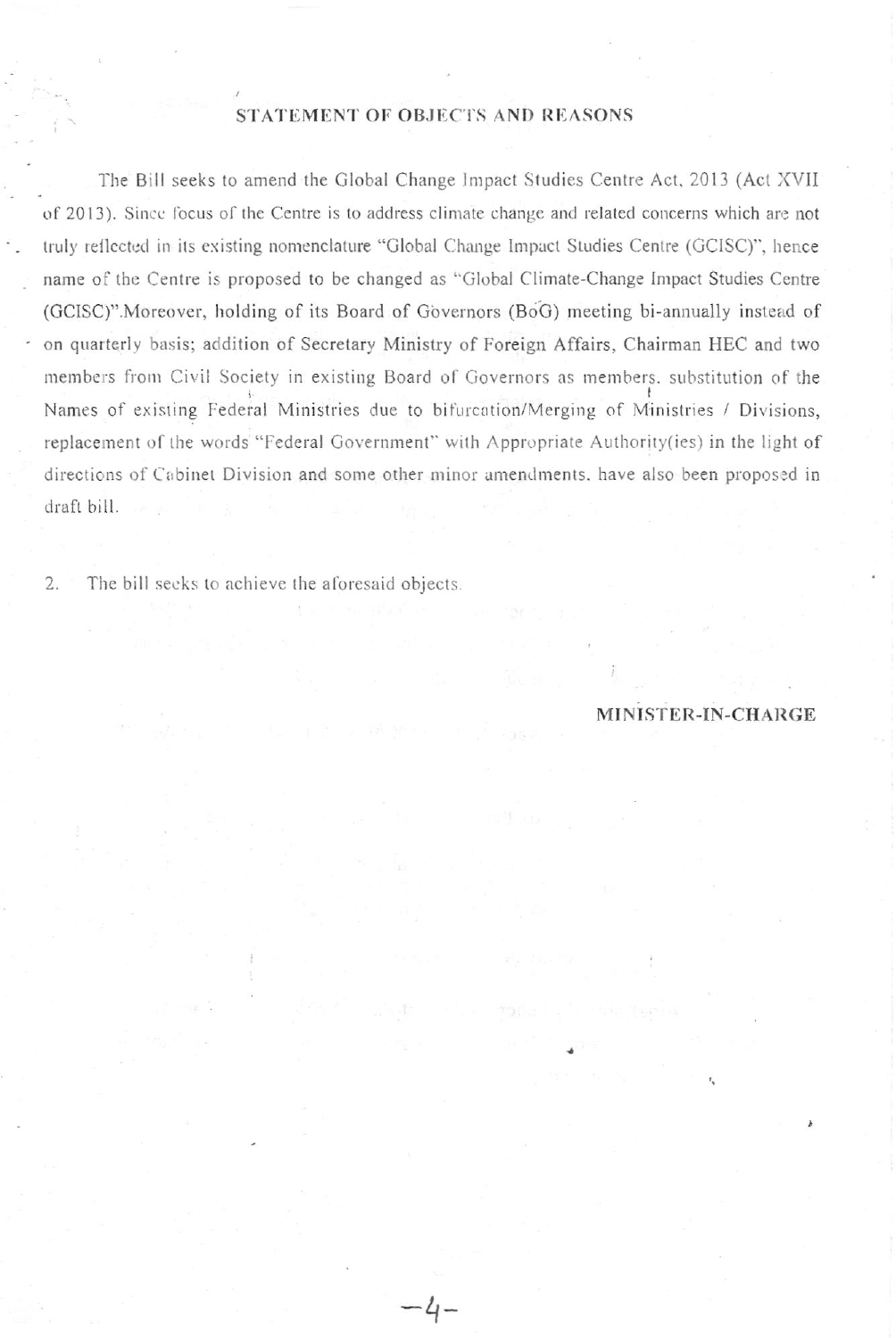## STATEMENT OF OBJECTS AND REASONS

The Bill seeks to amend the Global Change Impact Studies Centre Act, 2013 (Act XVII of 2013). Since focus of the Centre is to address climate change and related concerns which are not truly reflected in its existing nomenclature "Global Change Impact Studies Centre (GCISC)", hence name of the Centre is proposed to be changed as "Global Climate-Change Impact Studies Centre (GCISC)".Moreover, holding of its Board of Governors (BoG) meeting bi-annually instead of on quarterly basis; addition of Secretary Ministry of Foreign Affairs, Chairman HEC and two members from Civil Society in existing Board of Governors as members, substitution of the Names of existing Federal Ministries due to bifurcation/Merging of Ministries / Divisions, replacement of the words "Federal Government" with Appropriate Authority(ies) in the light of directions of Cabinet Division and some other minor amendments, have also been proposed in draft bill.

2. The bill seeks to achieve the aforesaid objects.

**MINISTER-IN-CHARGE**